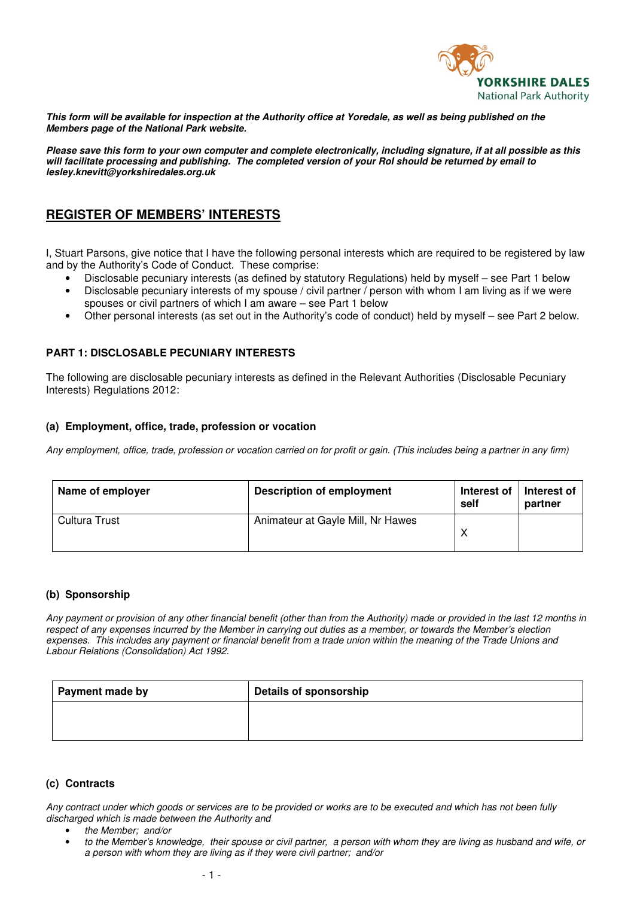YORKSHIRE DALES
National Park Authority

***This form will be available for inspection at the Authority office at Yoredale, as well as being published on the Members page of the National Park website.***

***Please save this form to your own computer and complete electronically, including signature, if at all possible as this will facilitate processing and publishing. The completed version of your RoI should be returned by email to lesley.knevitt@yorkshiredales.org.uk***

## REGISTER OF MEMBERS' INTERESTS

I, Stuart Parsons, give notice that I have the following personal interests which are required to be registered by law and by the Authority's Code of Conduct. These comprise:

- Disclosable pecuniary interests (as defined by statutory Regulations) held by myself – see Part 1 below
- Disclosable pecuniary interests of my spouse / civil partner / person with whom I am living as if we were spouses or civil partners of which I am aware – see Part 1 below
- Other personal interests (as set out in the Authority's code of conduct) held by myself – see Part 2 below.

### PART 1: DISCLOSABLE PECUNIARY INTERESTS

The following are disclosable pecuniary interests as defined in the Relevant Authorities (Disclosable Pecuniary Interests) Regulations 2012:

#### (a) Employment, office, trade, profession or vocation

*Any employment, office, trade, profession or vocation carried on for profit or gain. (This includes being a partner in any firm)*

| Name of employer | Description of employment | Interest of self | Interest of partner |
|---|---|---|---|
| Cultura Trust | Animateur at Gayle Mill, Nr Hawes | X | |

#### (b) Sponsorship

*Any payment or provision of any other financial benefit (other than from the Authority) made or provided in the last 12 months in respect of any expenses incurred by the Member in carrying out duties as a member, or towards the Member's election expenses. This includes any payment or financial benefit from a trade union within the meaning of the Trade Unions and Labour Relations (Consolidation) Act 1992.*

| Payment made by | Details of sponsorship |
|---|---|
| | |

#### (c) Contracts

*Any contract under which goods or services are to be provided or works are to be executed and which has not been fully discharged which is made between the Authority and*

- *the Member; and/or*
- *to the Member's knowledge, their spouse or civil partner, a person with whom they are living as husband and wife, or a person with whom they are living as if they were civil partner; and/or*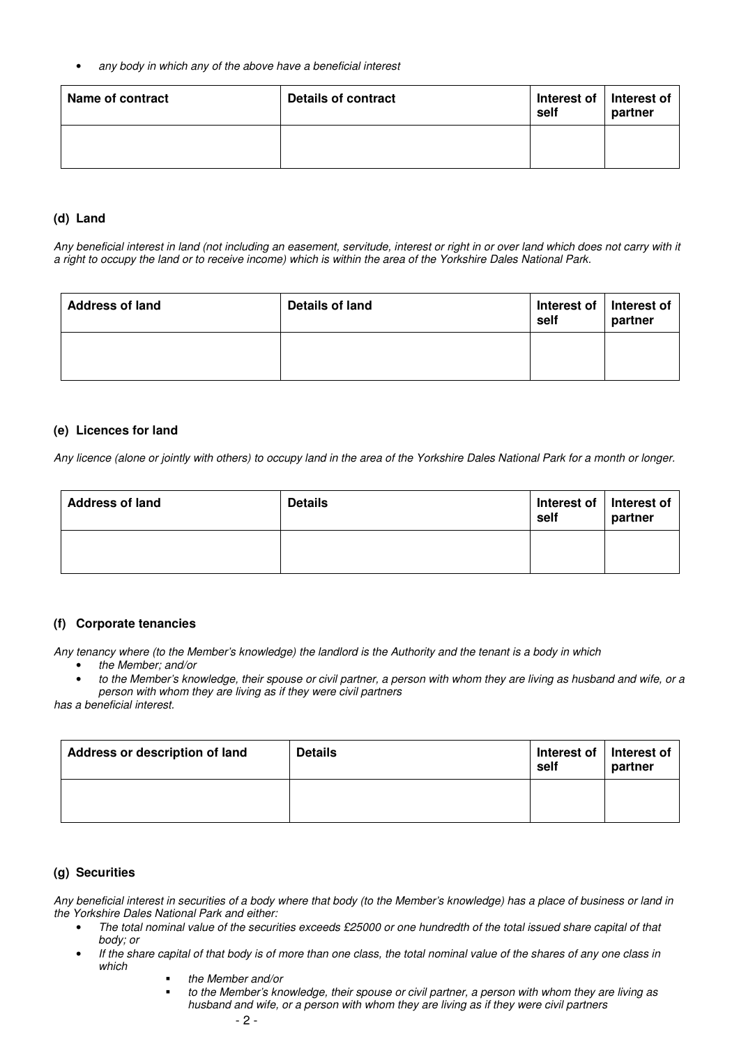- *any body in which any of the above have a beneficial interest*

| Name of contract | Details of contract | Interest of self | Interest of partner |
|---|---|---|---|
| | | | |

### (d) Land

*Any beneficial interest in land (not including an easement, servitude, interest or right in or over land which does not carry with it a right to occupy the land or to receive income) which is within the area of the Yorkshire Dales National Park.*

| Address of land | Details of land | Interest of self | Interest of partner |
|---|---|---|---|
| | | | |

### (e) Licences for land

*Any licence (alone or jointly with others) to occupy land in the area of the Yorkshire Dales National Park for a month or longer.*

| Address of land | Details | Interest of self | Interest of partner |
|---|---|---|---|
| | | | |

### (f) Corporate tenancies

*Any tenancy where (to the Member's knowledge) the landlord is the Authority and the tenant is a body in which*

- *the Member; and/or*
- *to the Member's knowledge, their spouse or civil partner, a person with whom they are living as husband and wife, or a person with whom they are living as if they were civil partners*

*has a beneficial interest.*

| Address or description of land | Details | Interest of self | Interest of partner |
|---|---|---|---|
| | | | |

### (g) Securities

*Any beneficial interest in securities of a body where that body (to the Member's knowledge) has a place of business or land in the Yorkshire Dales National Park and either:*

- *The total nominal value of the securities exceeds £25000 or one hundredth of the total issued share capital of that body; or*
- *If the share capital of that body is of more than one class, the total nominal value of the shares of any one class in which*
  - *the Member and/or*
  - *to the Member's knowledge, their spouse or civil partner, a person with whom they are living as husband and wife, or a person with whom they are living as if they were civil partners*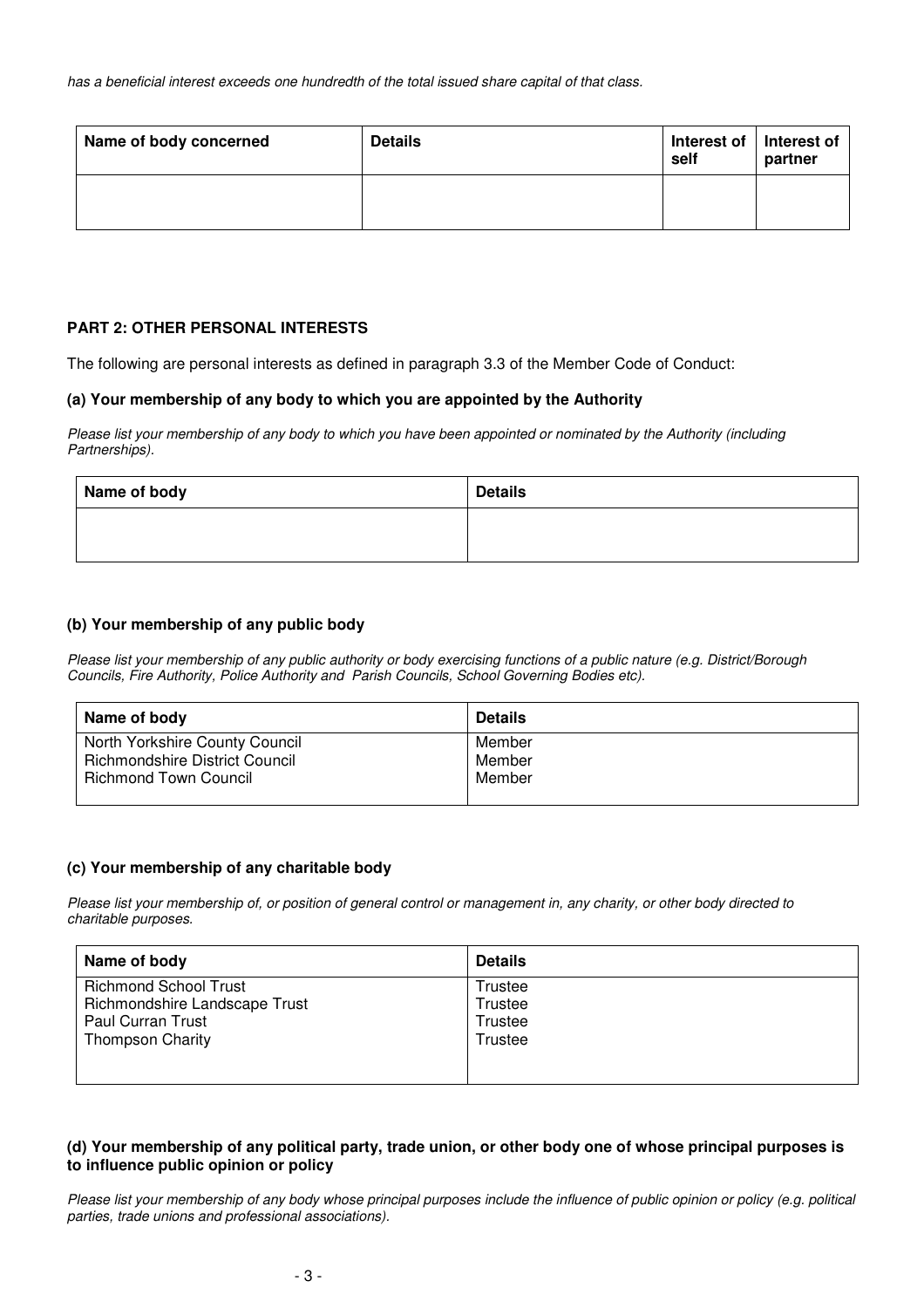*has a beneficial interest exceeds one hundredth of the total issued share capital of that class.*

| Name of body concerned | Details | Interest of self | Interest of partner |
|---|---|---|---|
| | | | |

### PART 2: OTHER PERSONAL INTERESTS

The following are personal interests as defined in paragraph 3.3 of the Member Code of Conduct:

#### (a) Your membership of any body to which you are appointed by the Authority

*Please list your membership of any body to which you have been appointed or nominated by the Authority (including Partnerships).*

| Name of body | Details |
|---|---|
| | |

#### (b) Your membership of any public body

*Please list your membership of any public authority or body exercising functions of a public nature (e.g. District/Borough Councils, Fire Authority, Police Authority and Parish Councils, School Governing Bodies etc).*

| Name of body | Details |
|---|---|
| North Yorkshire County Council | Member |
| Richmondshire District Council | Member |
| Richmond Town Council | Member |

#### (c) Your membership of any charitable body

*Please list your membership of, or position of general control or management in, any charity, or other body directed to charitable purposes.*

| Name of body | Details |
|---|---|
| Richmond School Trust | Trustee |
| Richmondshire Landscape Trust | Trustee |
| Paul Curran Trust | Trustee |
| Thompson Charity | Trustee |

#### (d) Your membership of any political party, trade union, or other body one of whose principal purposes is to influence public opinion or policy

*Please list your membership of any body whose principal purposes include the influence of public opinion or policy (e.g. political parties, trade unions and professional associations).*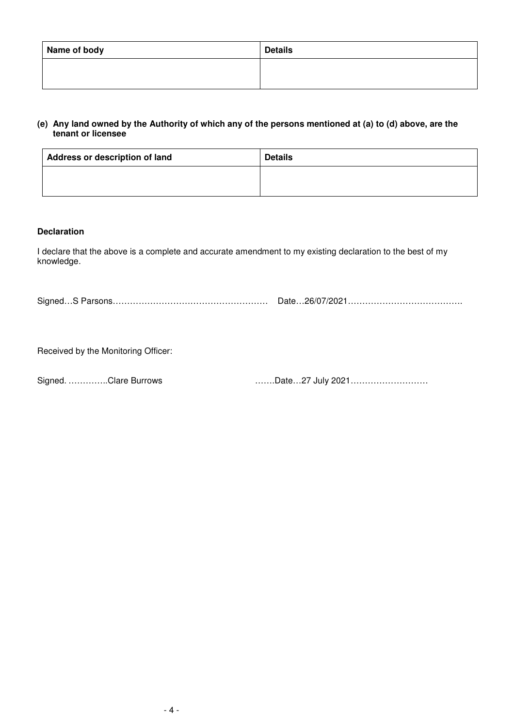| Name of body | Details |
| --- | --- |
| | |

**(e) Any land owned by the Authority of which any of the persons mentioned at (a) to (d) above, are the tenant or licensee**

| Address or description of land | Details |
| --- | --- |
| | |

**Declaration**

I declare that the above is a complete and accurate amendment to my existing declaration to the best of my knowledge.

Signed…S Parsons…………………………………………… Date…26/07/2021………………………………….

Received by the Monitoring Officer:

Signed. …………..Clare Burrows …….Date…27 July 2021………………………